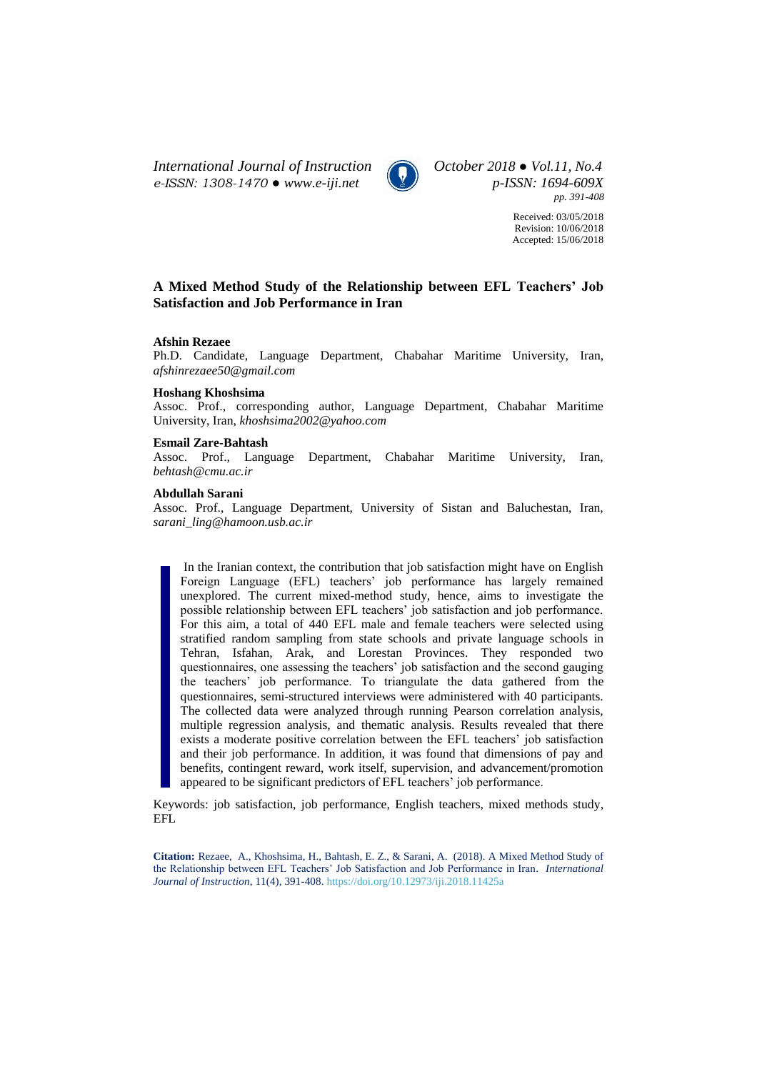International Journal of Instruction
e-ISSN: 1308-1470 ● www.e-iji.net

October 2018 ● Vol.11, No.4
p-ISSN: 1694-609X
pp. 391-408

Received: 03/05/2018
Revision: 10/06/2018
Accepted: 15/06/2018

# A Mixed Method Study of the Relationship between EFL Teachers' Job Satisfaction and Job Performance in Iran

**Afshin Rezaee**
Ph.D. Candidate, Language Department, Chabahar Maritime University, Iran, *afshinrezaee50@gmail.com*

**Hoshang Khoshsima**
Assoc. Prof., corresponding author, Language Department, Chabahar Maritime University, Iran, *khoshsima2002@yahoo.com*

**Esmail Zare-Bahtash**
Assoc. Prof., Language Department, Chabahar Maritime University, Iran, *behtash@cmu.ac.ir*

**Abdullah Sarani**
Assoc. Prof., Language Department, University of Sistan and Baluchestan, Iran, *sarani_ling@hamoon.usb.ac.ir*

In the Iranian context, the contribution that job satisfaction might have on English Foreign Language (EFL) teachers' job performance has largely remained unexplored. The current mixed-method study, hence, aims to investigate the possible relationship between EFL teachers' job satisfaction and job performance. For this aim, a total of 440 EFL male and female teachers were selected using stratified random sampling from state schools and private language schools in Tehran, Isfahan, Arak, and Lorestan Provinces. They responded two questionnaires, one assessing the teachers' job satisfaction and the second gauging the teachers' job performance. To triangulate the data gathered from the questionnaires, semi-structured interviews were administered with 40 participants. The collected data were analyzed through running Pearson correlation analysis, multiple regression analysis, and thematic analysis. Results revealed that there exists a moderate positive correlation between the EFL teachers' job satisfaction and their job performance. In addition, it was found that dimensions of pay and benefits, contingent reward, work itself, supervision, and advancement/promotion appeared to be significant predictors of EFL teachers' job performance.

Keywords: job satisfaction, job performance, English teachers, mixed methods study, EFL

**Citation:** Rezaee, A., Khoshsima, H., Bahtash, E. Z., & Sarani, A. (2018). A Mixed Method Study of the Relationship between EFL Teachers' Job Satisfaction and Job Performance in Iran. *International Journal of Instruction*, 11(4), 391-408. https://doi.org/10.12973/iji.2018.11425a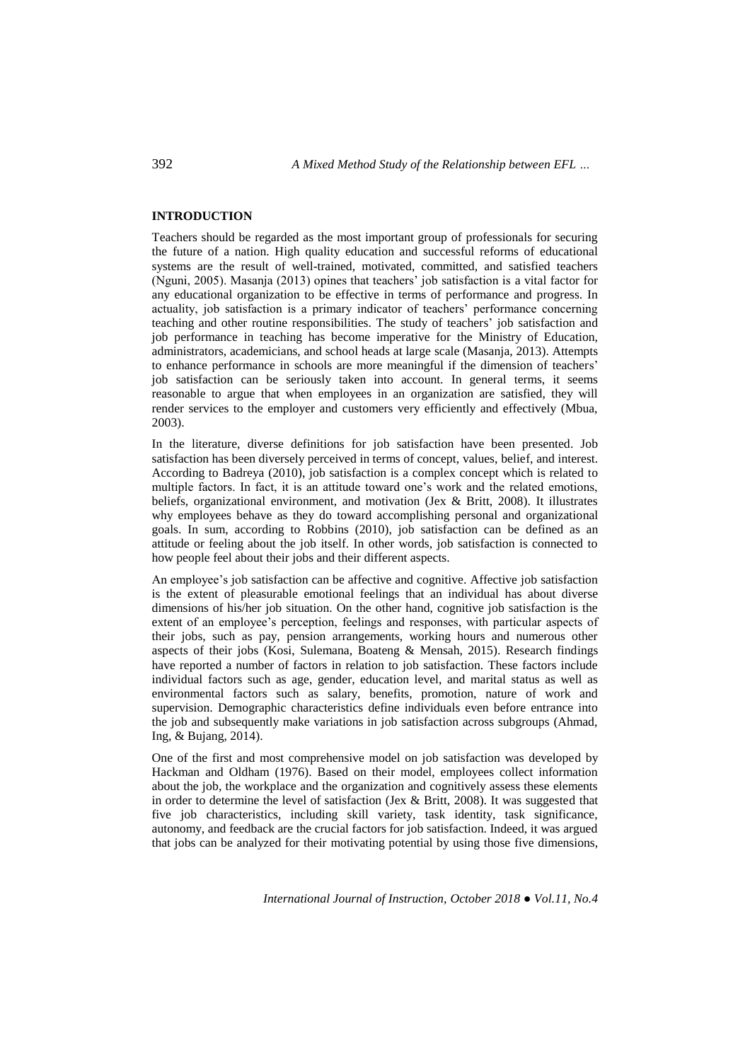## INTRODUCTION

Teachers should be regarded as the most important group of professionals for securing the future of a nation. High quality education and successful reforms of educational systems are the result of well-trained, motivated, committed, and satisfied teachers (Nguni, 2005). Masanja (2013) opines that teachers' job satisfaction is a vital factor for any educational organization to be effective in terms of performance and progress. In actuality, job satisfaction is a primary indicator of teachers' performance concerning teaching and other routine responsibilities. The study of teachers' job satisfaction and job performance in teaching has become imperative for the Ministry of Education, administrators, academicians, and school heads at large scale (Masanja, 2013). Attempts to enhance performance in schools are more meaningful if the dimension of teachers' job satisfaction can be seriously taken into account. In general terms, it seems reasonable to argue that when employees in an organization are satisfied, they will render services to the employer and customers very efficiently and effectively (Mbua, 2003).

In the literature, diverse definitions for job satisfaction have been presented. Job satisfaction has been diversely perceived in terms of concept, values, belief, and interest. According to Badreya (2010), job satisfaction is a complex concept which is related to multiple factors. In fact, it is an attitude toward one's work and the related emotions, beliefs, organizational environment, and motivation (Jex & Britt, 2008). It illustrates why employees behave as they do toward accomplishing personal and organizational goals. In sum, according to Robbins (2010), job satisfaction can be defined as an attitude or feeling about the job itself. In other words, job satisfaction is connected to how people feel about their jobs and their different aspects.

An employee's job satisfaction can be affective and cognitive. Affective job satisfaction is the extent of pleasurable emotional feelings that an individual has about diverse dimensions of his/her job situation. On the other hand, cognitive job satisfaction is the extent of an employee's perception, feelings and responses, with particular aspects of their jobs, such as pay, pension arrangements, working hours and numerous other aspects of their jobs (Kosi, Sulemana, Boateng & Mensah, 2015). Research findings have reported a number of factors in relation to job satisfaction. These factors include individual factors such as age, gender, education level, and marital status as well as environmental factors such as salary, benefits, promotion, nature of work and supervision. Demographic characteristics define individuals even before entrance into the job and subsequently make variations in job satisfaction across subgroups (Ahmad, Ing, & Bujang, 2014).

One of the first and most comprehensive model on job satisfaction was developed by Hackman and Oldham (1976). Based on their model, employees collect information about the job, the workplace and the organization and cognitively assess these elements in order to determine the level of satisfaction (Jex & Britt, 2008). It was suggested that five job characteristics, including skill variety, task identity, task significance, autonomy, and feedback are the crucial factors for job satisfaction. Indeed, it was argued that jobs can be analyzed for their motivating potential by using those five dimensions,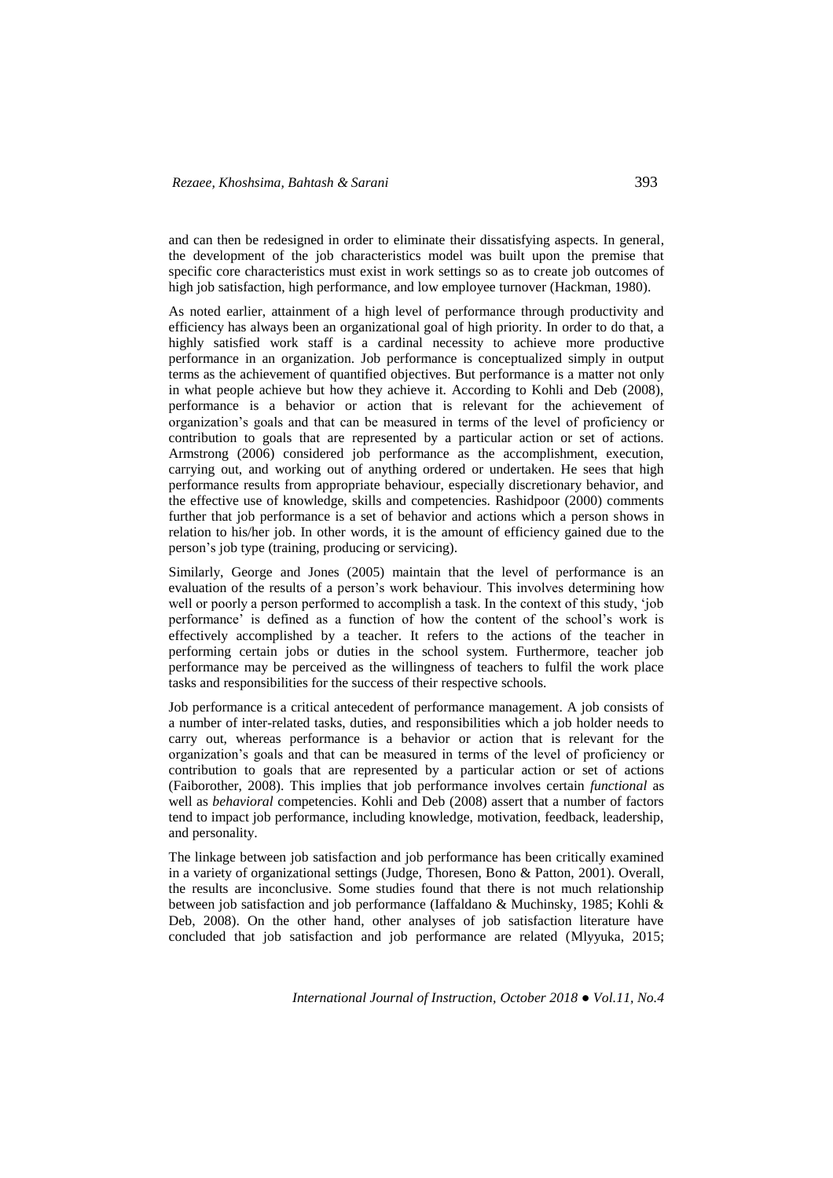and can then be redesigned in order to eliminate their dissatisfying aspects. In general, the development of the job characteristics model was built upon the premise that specific core characteristics must exist in work settings so as to create job outcomes of high job satisfaction, high performance, and low employee turnover (Hackman, 1980).

As noted earlier, attainment of a high level of performance through productivity and efficiency has always been an organizational goal of high priority. In order to do that, a highly satisfied work staff is a cardinal necessity to achieve more productive performance in an organization. Job performance is conceptualized simply in output terms as the achievement of quantified objectives. But performance is a matter not only in what people achieve but how they achieve it. According to Kohli and Deb (2008), performance is a behavior or action that is relevant for the achievement of organization's goals and that can be measured in terms of the level of proficiency or contribution to goals that are represented by a particular action or set of actions. Armstrong (2006) considered job performance as the accomplishment, execution, carrying out, and working out of anything ordered or undertaken. He sees that high performance results from appropriate behaviour, especially discretionary behavior, and the effective use of knowledge, skills and competencies. Rashidpoor (2000) comments further that job performance is a set of behavior and actions which a person shows in relation to his/her job. In other words, it is the amount of efficiency gained due to the person's job type (training, producing or servicing).

Similarly, George and Jones (2005) maintain that the level of performance is an evaluation of the results of a person's work behaviour. This involves determining how well or poorly a person performed to accomplish a task. In the context of this study, 'job performance' is defined as a function of how the content of the school's work is effectively accomplished by a teacher. It refers to the actions of the teacher in performing certain jobs or duties in the school system. Furthermore, teacher job performance may be perceived as the willingness of teachers to fulfil the work place tasks and responsibilities for the success of their respective schools.

Job performance is a critical antecedent of performance management. A job consists of a number of inter-related tasks, duties, and responsibilities which a job holder needs to carry out, whereas performance is a behavior or action that is relevant for the organization's goals and that can be measured in terms of the level of proficiency or contribution to goals that are represented by a particular action or set of actions (Faiborother, 2008). This implies that job performance involves certain *functional* as well as *behavioral* competencies. Kohli and Deb (2008) assert that a number of factors tend to impact job performance, including knowledge, motivation, feedback, leadership, and personality.

The linkage between job satisfaction and job performance has been critically examined in a variety of organizational settings (Judge, Thoresen, Bono & Patton, 2001). Overall, the results are inconclusive. Some studies found that there is not much relationship between job satisfaction and job performance (Iaffaldano & Muchinsky, 1985; Kohli & Deb, 2008). On the other hand, other analyses of job satisfaction literature have concluded that job satisfaction and job performance are related (Mlyyuka, 2015;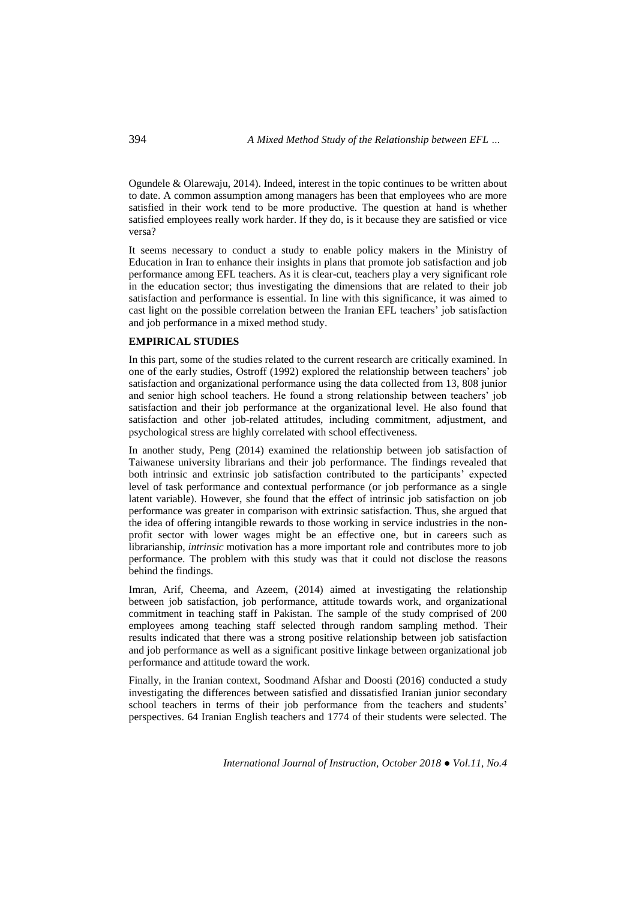Ogundele & Olarewaju, 2014). Indeed, interest in the topic continues to be written about to date. A common assumption among managers has been that employees who are more satisfied in their work tend to be more productive. The question at hand is whether satisfied employees really work harder. If they do, is it because they are satisfied or vice versa?

It seems necessary to conduct a study to enable policy makers in the Ministry of Education in Iran to enhance their insights in plans that promote job satisfaction and job performance among EFL teachers. As it is clear-cut, teachers play a very significant role in the education sector; thus investigating the dimensions that are related to their job satisfaction and performance is essential. In line with this significance, it was aimed to cast light on the possible correlation between the Iranian EFL teachers' job satisfaction and job performance in a mixed method study.

## EMPIRICAL STUDIES

In this part, some of the studies related to the current research are critically examined. In one of the early studies, Ostroff (1992) explored the relationship between teachers' job satisfaction and organizational performance using the data collected from 13, 808 junior and senior high school teachers. He found a strong relationship between teachers' job satisfaction and their job performance at the organizational level. He also found that satisfaction and other job-related attitudes, including commitment, adjustment, and psychological stress are highly correlated with school effectiveness.

In another study, Peng (2014) examined the relationship between job satisfaction of Taiwanese university librarians and their job performance. The findings revealed that both intrinsic and extrinsic job satisfaction contributed to the participants' expected level of task performance and contextual performance (or job performance as a single latent variable). However, she found that the effect of intrinsic job satisfaction on job performance was greater in comparison with extrinsic satisfaction. Thus, she argued that the idea of offering intangible rewards to those working in service industries in the non-profit sector with lower wages might be an effective one, but in careers such as librarianship, *intrinsic* motivation has a more important role and contributes more to job performance. The problem with this study was that it could not disclose the reasons behind the findings.

Imran, Arif, Cheema, and Azeem, (2014) aimed at investigating the relationship between job satisfaction, job performance, attitude towards work, and organizational commitment in teaching staff in Pakistan. The sample of the study comprised of 200 employees among teaching staff selected through random sampling method. Their results indicated that there was a strong positive relationship between job satisfaction and job performance as well as a significant positive linkage between organizational job performance and attitude toward the work.

Finally, in the Iranian context, Soodmand Afshar and Doosti (2016) conducted a study investigating the differences between satisfied and dissatisfied Iranian junior secondary school teachers in terms of their job performance from the teachers and students' perspectives. 64 Iranian English teachers and 1774 of their students were selected. The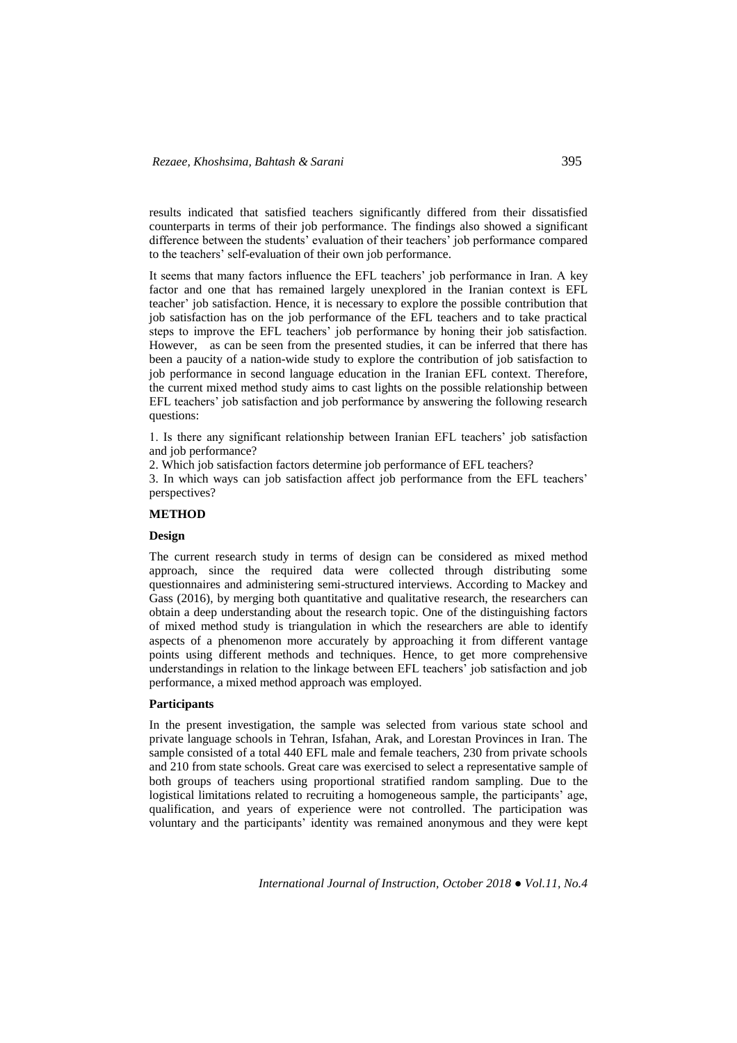results indicated that satisfied teachers significantly differed from their dissatisfied counterparts in terms of their job performance. The findings also showed a significant difference between the students' evaluation of their teachers' job performance compared to the teachers' self-evaluation of their own job performance.

It seems that many factors influence the EFL teachers' job performance in Iran. A key factor and one that has remained largely unexplored in the Iranian context is EFL teacher' job satisfaction. Hence, it is necessary to explore the possible contribution that job satisfaction has on the job performance of the EFL teachers and to take practical steps to improve the EFL teachers' job performance by honing their job satisfaction. However, as can be seen from the presented studies, it can be inferred that there has been a paucity of a nation-wide study to explore the contribution of job satisfaction to job performance in second language education in the Iranian EFL context. Therefore, the current mixed method study aims to cast lights on the possible relationship between EFL teachers' job satisfaction and job performance by answering the following research questions:

1. Is there any significant relationship between Iranian EFL teachers' job satisfaction and job performance?
2. Which job satisfaction factors determine job performance of EFL teachers?
3. In which ways can job satisfaction affect job performance from the EFL teachers' perspectives?

## METHOD

### Design

The current research study in terms of design can be considered as mixed method approach, since the required data were collected through distributing some questionnaires and administering semi-structured interviews. According to Mackey and Gass (2016), by merging both quantitative and qualitative research, the researchers can obtain a deep understanding about the research topic. One of the distinguishing factors of mixed method study is triangulation in which the researchers are able to identify aspects of a phenomenon more accurately by approaching it from different vantage points using different methods and techniques. Hence, to get more comprehensive understandings in relation to the linkage between EFL teachers' job satisfaction and job performance, a mixed method approach was employed.

### Participants

In the present investigation, the sample was selected from various state school and private language schools in Tehran, Isfahan, Arak, and Lorestan Provinces in Iran. The sample consisted of a total 440 EFL male and female teachers, 230 from private schools and 210 from state schools. Great care was exercised to select a representative sample of both groups of teachers using proportional stratified random sampling. Due to the logistical limitations related to recruiting a homogeneous sample, the participants' age, qualification, and years of experience were not controlled. The participation was voluntary and the participants' identity was remained anonymous and they were kept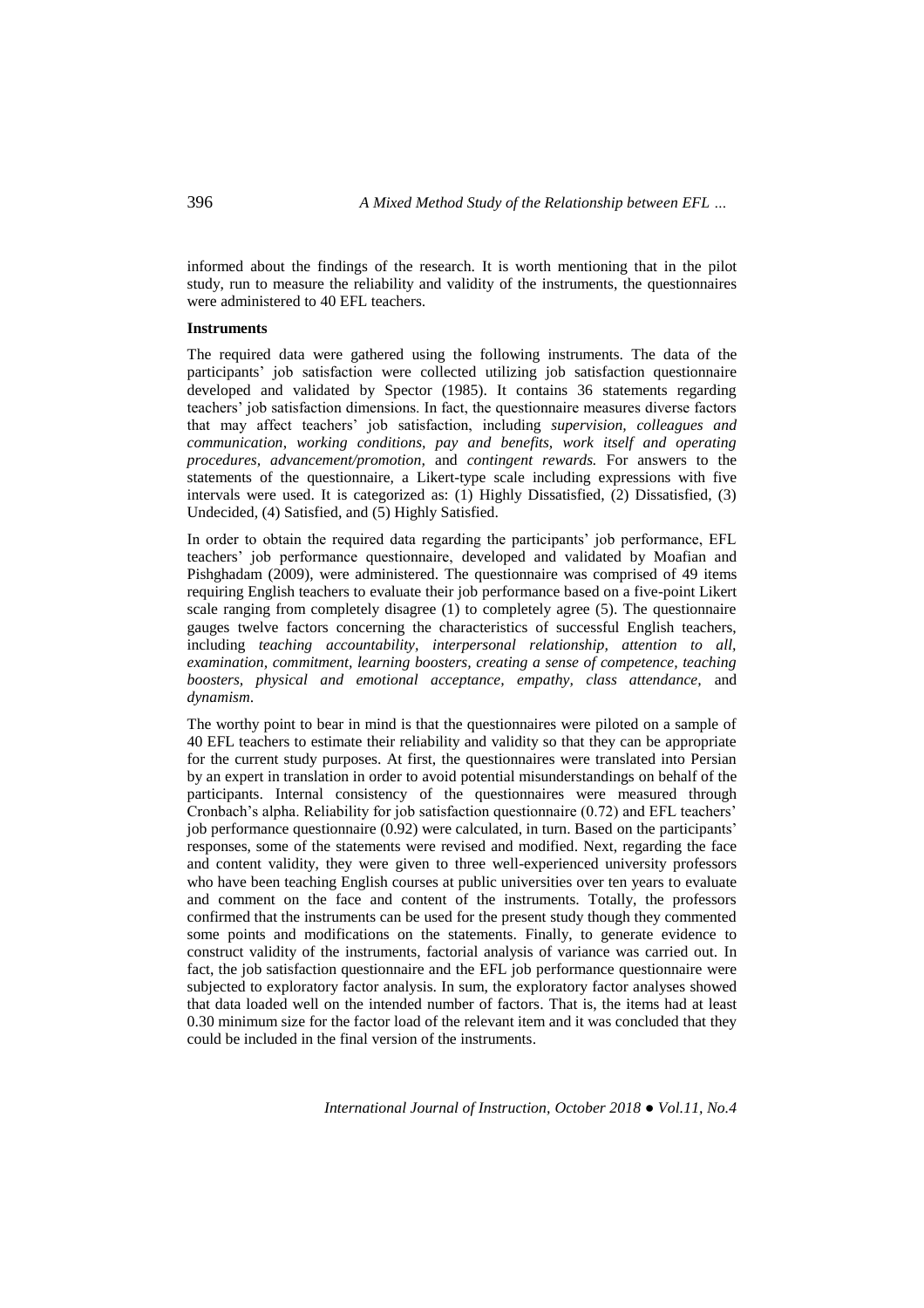informed about the findings of the research. It is worth mentioning that in the pilot study, run to measure the reliability and validity of the instruments, the questionnaires were administered to 40 EFL teachers.

**Instruments**

The required data were gathered using the following instruments. The data of the participants' job satisfaction were collected utilizing job satisfaction questionnaire developed and validated by Spector (1985). It contains 36 statements regarding teachers' job satisfaction dimensions. In fact, the questionnaire measures diverse factors that may affect teachers' job satisfaction, including *supervision, colleagues and communication*, *working conditions, pay and benefits, work itself and operating procedures, advancement/promotion,* and *contingent rewards.* For answers to the statements of the questionnaire, a Likert-type scale including expressions with five intervals were used. It is categorized as: (1) Highly Dissatisfied, (2) Dissatisfied, (3) Undecided, (4) Satisfied, and (5) Highly Satisfied.

In order to obtain the required data regarding the participants' job performance, EFL teachers' job performance questionnaire, developed and validated by Moafian and Pishghadam (2009), were administered. The questionnaire was comprised of 49 items requiring English teachers to evaluate their job performance based on a five-point Likert scale ranging from completely disagree (1) to completely agree (5). The questionnaire gauges twelve factors concerning the characteristics of successful English teachers, including *teaching accountability, interpersonal relationship, attention to all, examination, commitment, learning boosters, creating a sense of competence, teaching boosters, physical and emotional acceptance, empathy, class attendance,* and *dynamism*.

The worthy point to bear in mind is that the questionnaires were piloted on a sample of 40 EFL teachers to estimate their reliability and validity so that they can be appropriate for the current study purposes. At first, the questionnaires were translated into Persian by an expert in translation in order to avoid potential misunderstandings on behalf of the participants. Internal consistency of the questionnaires were measured through Cronbach's alpha. Reliability for job satisfaction questionnaire (0.72) and EFL teachers' job performance questionnaire (0.92) were calculated, in turn. Based on the participants' responses, some of the statements were revised and modified. Next, regarding the face and content validity, they were given to three well-experienced university professors who have been teaching English courses at public universities over ten years to evaluate and comment on the face and content of the instruments. Totally, the professors confirmed that the instruments can be used for the present study though they commented some points and modifications on the statements. Finally, to generate evidence to construct validity of the instruments, factorial analysis of variance was carried out. In fact, the job satisfaction questionnaire and the EFL job performance questionnaire were subjected to exploratory factor analysis. In sum, the exploratory factor analyses showed that data loaded well on the intended number of factors. That is, the items had at least 0.30 minimum size for the factor load of the relevant item and it was concluded that they could be included in the final version of the instruments.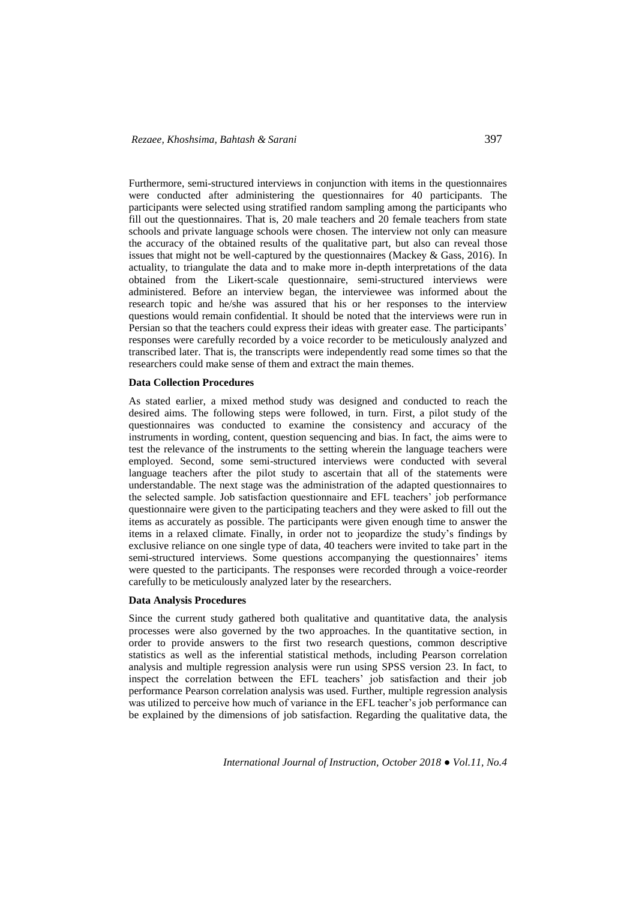Furthermore, semi-structured interviews in conjunction with items in the questionnaires were conducted after administering the questionnaires for 40 participants. The participants were selected using stratified random sampling among the participants who fill out the questionnaires. That is, 20 male teachers and 20 female teachers from state schools and private language schools were chosen. The interview not only can measure the accuracy of the obtained results of the qualitative part, but also can reveal those issues that might not be well-captured by the questionnaires (Mackey & Gass, 2016). In actuality, to triangulate the data and to make more in-depth interpretations of the data obtained from the Likert-scale questionnaire, semi-structured interviews were administered. Before an interview began, the interviewee was informed about the research topic and he/she was assured that his or her responses to the interview questions would remain confidential. It should be noted that the interviews were run in Persian so that the teachers could express their ideas with greater ease. The participants' responses were carefully recorded by a voice recorder to be meticulously analyzed and transcribed later. That is, the transcripts were independently read some times so that the researchers could make sense of them and extract the main themes.

**Data Collection Procedures**

As stated earlier, a mixed method study was designed and conducted to reach the desired aims. The following steps were followed, in turn. First, a pilot study of the questionnaires was conducted to examine the consistency and accuracy of the instruments in wording, content, question sequencing and bias. In fact, the aims were to test the relevance of the instruments to the setting wherein the language teachers were employed. Second, some semi-structured interviews were conducted with several language teachers after the pilot study to ascertain that all of the statements were understandable. The next stage was the administration of the adapted questionnaires to the selected sample. Job satisfaction questionnaire and EFL teachers' job performance questionnaire were given to the participating teachers and they were asked to fill out the items as accurately as possible. The participants were given enough time to answer the items in a relaxed climate. Finally, in order not to jeopardize the study's findings by exclusive reliance on one single type of data, 40 teachers were invited to take part in the semi-structured interviews. Some questions accompanying the questionnaires' items were quested to the participants. The responses were recorded through a voice-reorder carefully to be meticulously analyzed later by the researchers.

**Data Analysis Procedures**

Since the current study gathered both qualitative and quantitative data, the analysis processes were also governed by the two approaches. In the quantitative section, in order to provide answers to the first two research questions, common descriptive statistics as well as the inferential statistical methods, including Pearson correlation analysis and multiple regression analysis were run using SPSS version 23. In fact, to inspect the correlation between the EFL teachers' job satisfaction and their job performance Pearson correlation analysis was used. Further, multiple regression analysis was utilized to perceive how much of variance in the EFL teacher's job performance can be explained by the dimensions of job satisfaction. Regarding the qualitative data, the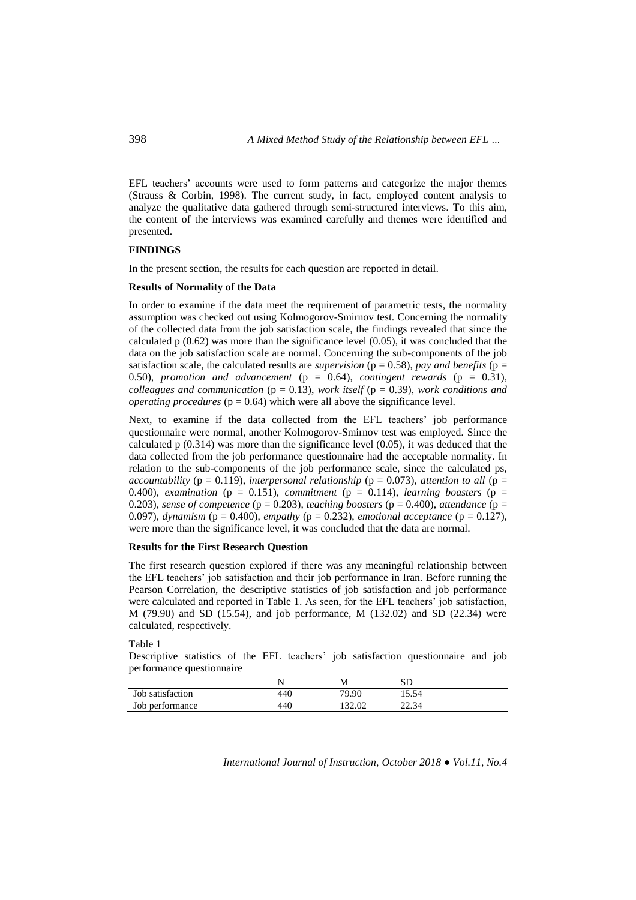EFL teachers' accounts were used to form patterns and categorize the major themes (Strauss & Corbin, 1998). The current study, in fact, employed content analysis to analyze the qualitative data gathered through semi-structured interviews. To this aim, the content of the interviews was examined carefully and themes were identified and presented.

## FINDINGS

In the present section, the results for each question are reported in detail.

### Results of Normality of the Data

In order to examine if the data meet the requirement of parametric tests, the normality assumption was checked out using Kolmogorov-Smirnov test. Concerning the normality of the collected data from the job satisfaction scale, the findings revealed that since the calculated p (0.62) was more than the significance level (0.05), it was concluded that the data on the job satisfaction scale are normal. Concerning the sub-components of the job satisfaction scale, the calculated results are *supervision* ($p = 0.58$), *pay and benefits* ($p = 0.50$), *promotion and advancement* ($p = 0.64$), *contingent rewards* ($p = 0.31$), *colleagues and communication* ($p = 0.13$), *work itself* ($p = 0.39$), *work conditions and operating procedures* ($p = 0.64$) which were all above the significance level.

Next, to examine if the data collected from the EFL teachers' job performance questionnaire were normal, another Kolmogorov-Smirnov test was employed. Since the calculated p (0.314) was more than the significance level (0.05), it was deduced that the data collected from the job performance questionnaire had the acceptable normality. In relation to the sub-components of the job performance scale, since the calculated ps, *accountability* ($p = 0.119$), *interpersonal relationship* ($p = 0.073$), *attention to all* ($p = 0.400$), *examination* ($p = 0.151$), *commitment* ($p = 0.114$), *learning boasters* ($p = 0.203$), *sense of competence* ($p = 0.203$), *teaching boosters* ($p = 0.400$), *attendance* ($p = 0.097$), *dynamism* ($p = 0.400$), *empathy* ($p = 0.232$), *emotional acceptance* ($p = 0.127$), were more than the significance level, it was concluded that the data are normal.

### Results for the First Research Question

The first research question explored if there was any meaningful relationship between the EFL teachers' job satisfaction and their job performance in Iran. Before running the Pearson Correlation, the descriptive statistics of job satisfaction and job performance were calculated and reported in Table 1. As seen, for the EFL teachers' job satisfaction, M (79.90) and SD (15.54), and job performance, M (132.02) and SD (22.34) were calculated, respectively.

Table 1
Descriptive statistics of the EFL teachers' job satisfaction questionnaire and job performance questionnaire

| | N | M | SD |
|---|---|---|---|
| Job satisfaction | 440 | 79.90 | 15.54 |
| Job performance | 440 | 132.02 | 22.34 |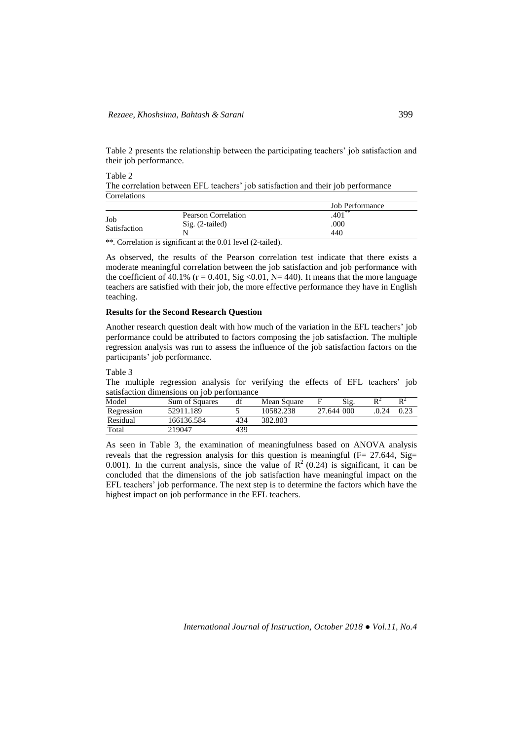Table 2 presents the relationship between the participating teachers' job satisfaction and their job performance.

Table 2

The correlation between EFL teachers' job satisfaction and their job performance

| Correlations | | |
|---|---|---|
| | | Job Performance |
| Job Satisfaction | Pearson Correlation | .401** |
| | Sig. (2-tailed) | .000 |
| | N | 440 |

**. Correlation is significant at the 0.01 level (2-tailed).

As observed, the results of the Pearson correlation test indicate that there exists a moderate meaningful correlation between the job satisfaction and job performance with the coefficient of 40.1% ($r = 0.401$, Sig $<0.01$, N= 440). It means that the more language teachers are satisfied with their job, the more effective performance they have in English teaching.

**Results for the Second Research Question**

Another research question dealt with how much of the variation in the EFL teachers' job performance could be attributed to factors composing the job satisfaction. The multiple regression analysis was run to assess the influence of the job satisfaction factors on the participants' job performance.

Table 3

The multiple regression analysis for verifying the effects of EFL teachers' job satisfaction dimensions on job performance

| Model | Sum of Squares | df | Mean Square | F | Sig. | $R^2$ | $R^2$ |
|---|---|---|---|---|---|---|---|
| Regression | 52911.189 | 5 | 10582.238 | 27.644 | 000 | .0.24 | 0.23 |
| Residual | 166136.584 | 434 | 382.803 | | | | |
| Total | 219047 | 439 | | | | | |

As seen in Table 3, the examination of meaningfulness based on ANOVA analysis reveals that the regression analysis for this question is meaningful (F= 27.644, Sig= 0.001). In the current analysis, since the value of $R^2$ (0.24) is significant, it can be concluded that the dimensions of the job satisfaction have meaningful impact on the EFL teachers' job performance. The next step is to determine the factors which have the highest impact on job performance in the EFL teachers.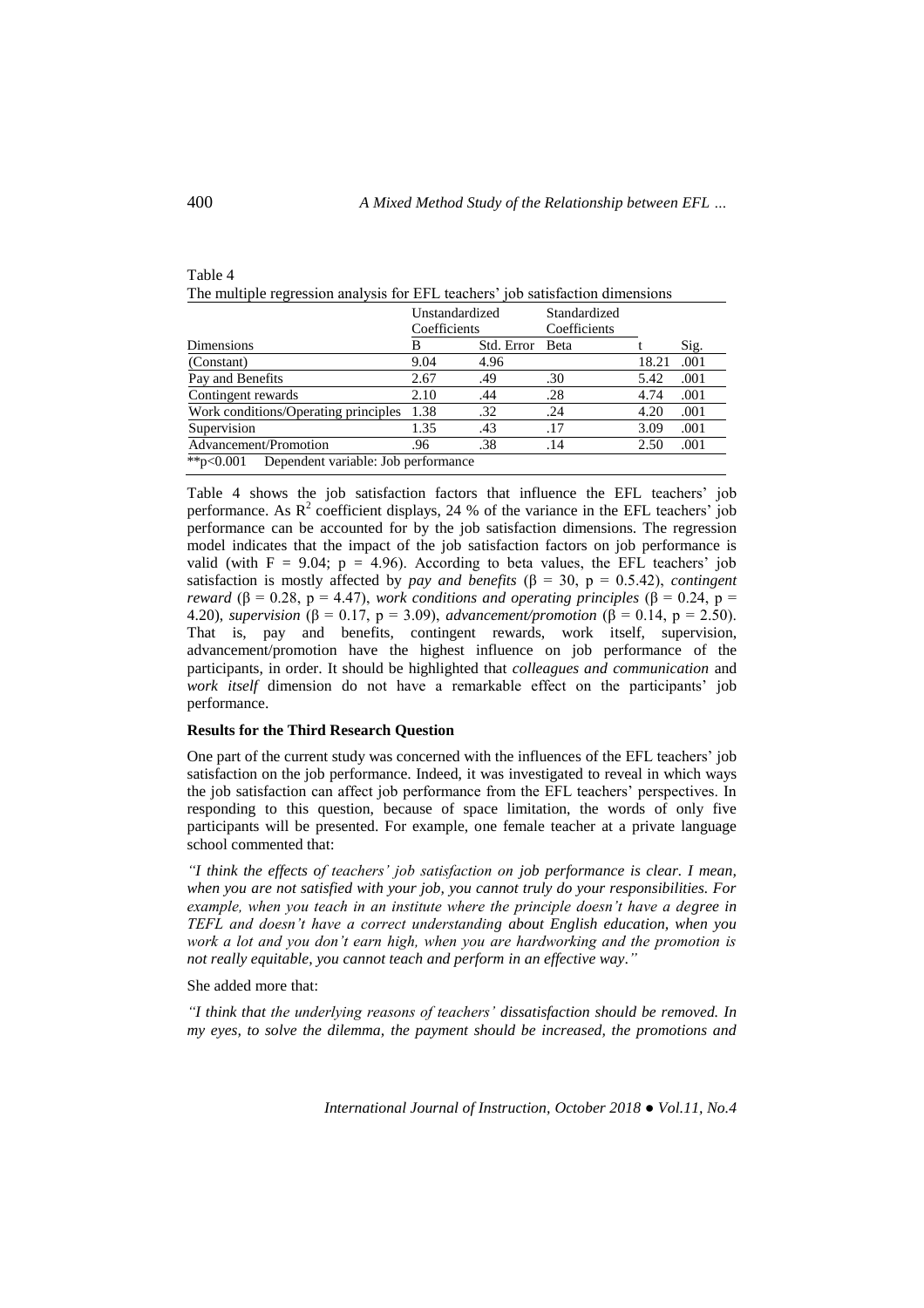Table 4
The multiple regression analysis for EFL teachers' job satisfaction dimensions

| Dimensions | Unstandardized Coefficients | | Standardized Coefficients | | |
|---|---|---|---|---|---|
| | B | Std. Error | Beta | t | Sig. |
| (Constant) | 9.04 | 4.96 | | 18.21 | .001 |
| Pay and Benefits | 2.67 | .49 | .30 | 5.42 | .001 |
| Contingent rewards | 2.10 | .44 | .28 | 4.74 | .001 |
| Work conditions/Operating principles | 1.38 | .32 | .24 | 4.20 | .001 |
| Supervision | 1.35 | .43 | .17 | 3.09 | .001 |
| Advancement/Promotion | .96 | .38 | .14 | 2.50 | .001 |

**p<0.001 Dependent variable: Job performance

Table 4 shows the job satisfaction factors that influence the EFL teachers' job performance. As $R^2$ coefficient displays, 24 % of the variance in the EFL teachers' job performance can be accounted for by the job satisfaction dimensions. The regression model indicates that the impact of the job satisfaction factors on job performance is valid (with $F = 9.04$; $p = 4.96$). According to beta values, the EFL teachers' job satisfaction is mostly affected by *pay and benefits* ($\beta = 30$, $p = 0.5.42$), *contingent reward* ($\beta = 0.28$, $p = 4.47$), *work conditions and operating principles* ($\beta = 0.24$, $p = 4.20$), *supervision* ($\beta = 0.17$, $p = 3.09$), *advancement/promotion* ($\beta = 0.14$, $p = 2.50$). That is, pay and benefits, contingent rewards, work itself, supervision, advancement/promotion have the highest influence on job performance of the participants, in order. It should be highlighted that *colleagues and communication* and *work itself* dimension do not have a remarkable effect on the participants' job performance.

**Results for the Third Research Question**

One part of the current study was concerned with the influences of the EFL teachers' job satisfaction on the job performance. Indeed, it was investigated to reveal in which ways the job satisfaction can affect job performance from the EFL teachers' perspectives. In responding to this question, because of space limitation, the words of only five participants will be presented. For example, one female teacher at a private language school commented that:

*"I think the effects of teachers' job satisfaction on job performance is clear. I mean, when you are not satisfied with your job, you cannot truly do your responsibilities. For example, when you teach in an institute where the principle doesn't have a degree in TEFL and doesn't have a correct understanding about English education, when you work a lot and you don't earn high, when you are hardworking and the promotion is not really equitable, you cannot teach and perform in an effective way."*

She added more that:

*"I think that the underlying reasons of teachers' dissatisfaction should be removed. In my eyes, to solve the dilemma, the payment should be increased, the promotions and*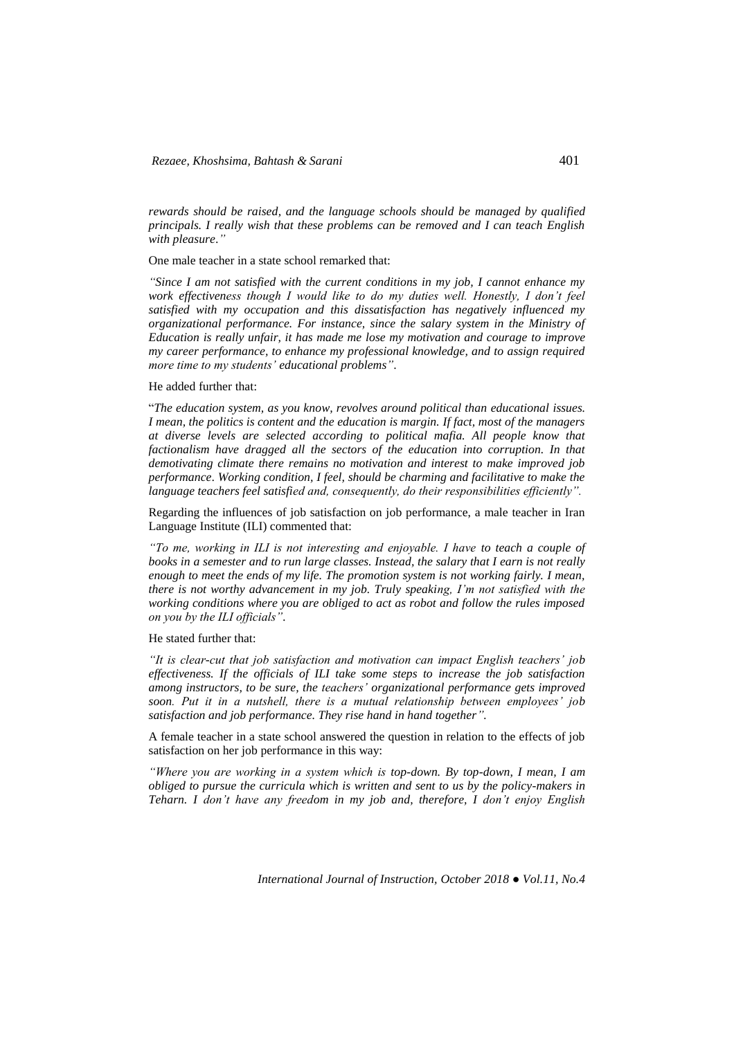*rewards should be raised, and the language schools should be managed by qualified principals. I really wish that these problems can be removed and I can teach English with pleasure."*

One male teacher in a state school remarked that:

*"Since I am not satisfied with the current conditions in my job, I cannot enhance my work effectiveness though I would like to do my duties well. Honestly, I don't feel satisfied with my occupation and this dissatisfaction has negatively influenced my organizational performance. For instance, since the salary system in the Ministry of Education is really unfair, it has made me lose my motivation and courage to improve my career performance, to enhance my professional knowledge, and to assign required more time to my students' educational problems".*

He added further that:

"*The education system, as you know, revolves around political than educational issues. I mean, the politics is content and the education is margin. If fact, most of the managers at diverse levels are selected according to political mafia. All people know that factionalism have dragged all the sectors of the education into corruption. In that demotivating climate there remains no motivation and interest to make improved job performance. Working condition, I feel, should be charming and facilitative to make the language teachers feel satisfied and, consequently, do their responsibilities efficiently".*

Regarding the influences of job satisfaction on job performance, a male teacher in Iran Language Institute (ILI) commented that:

*"To me, working in ILI is not interesting and enjoyable. I have to teach a couple of books in a semester and to run large classes. Instead, the salary that I earn is not really enough to meet the ends of my life. The promotion system is not working fairly. I mean, there is not worthy advancement in my job. Truly speaking, I'm not satisfied with the working conditions where you are obliged to act as robot and follow the rules imposed on you by the ILI officials".*

He stated further that:

*"It is clear-cut that job satisfaction and motivation can impact English teachers' job effectiveness. If the officials of ILI take some steps to increase the job satisfaction among instructors, to be sure, the teachers' organizational performance gets improved soon. Put it in a nutshell, there is a mutual relationship between employees' job satisfaction and job performance. They rise hand in hand together".*

A female teacher in a state school answered the question in relation to the effects of job satisfaction on her job performance in this way:

*"Where you are working in a system which is top-down. By top-down, I mean, I am obliged to pursue the curricula which is written and sent to us by the policy-makers in Teharn. I don't have any freedom in my job and, therefore, I don't enjoy English*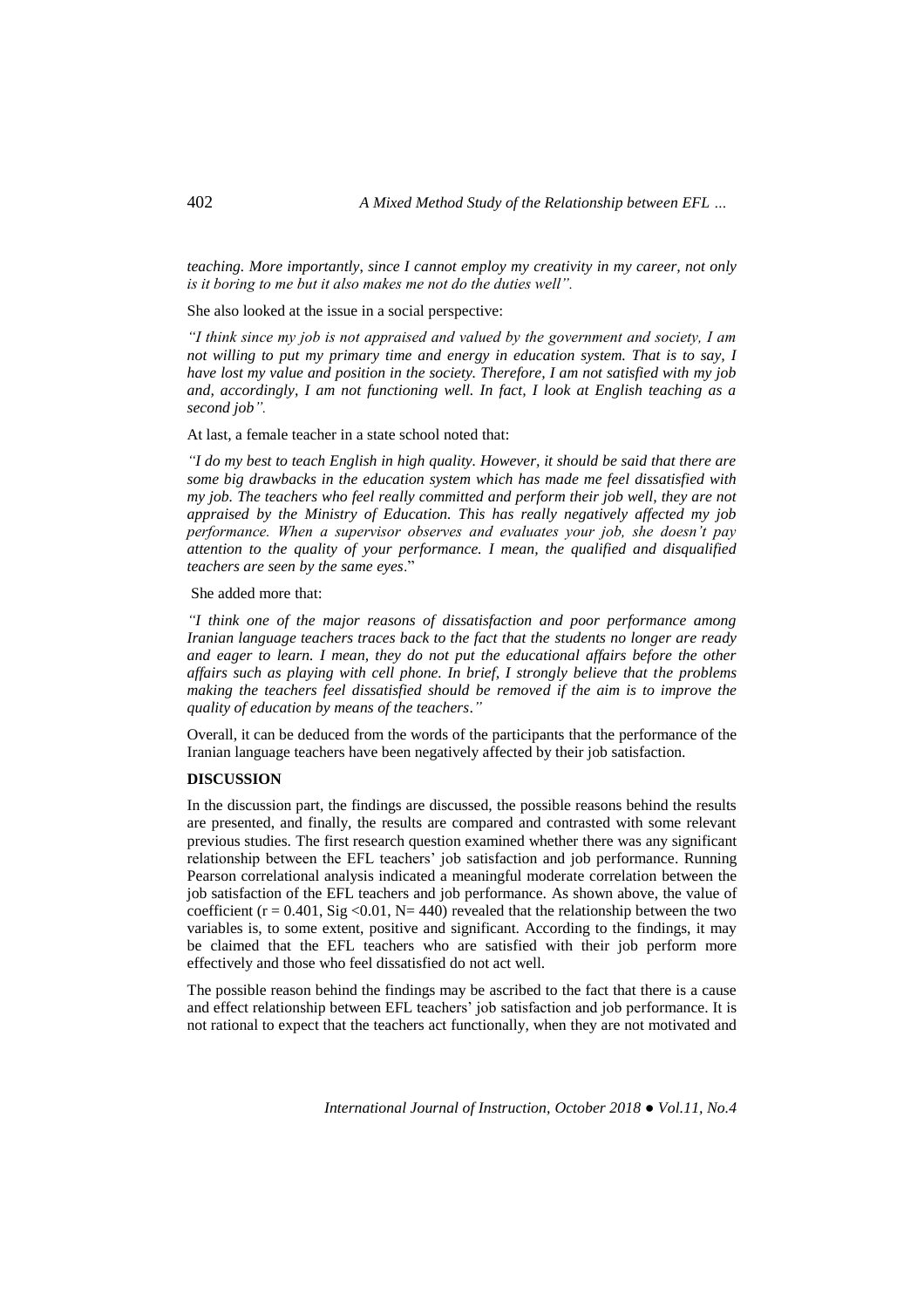*teaching. More importantly, since I cannot employ my creativity in my career, not only is it boring to me but it also makes me not do the duties well".*

She also looked at the issue in a social perspective:

*"I think since my job is not appraised and valued by the government and society, I am not willing to put my primary time and energy in education system. That is to say, I have lost my value and position in the society. Therefore, I am not satisfied with my job and, accordingly, I am not functioning well. In fact, I look at English teaching as a second job".*

At last, a female teacher in a state school noted that:

*"I do my best to teach English in high quality. However, it should be said that there are some big drawbacks in the education system which has made me feel dissatisfied with my job. The teachers who feel really committed and perform their job well, they are not appraised by the Ministry of Education. This has really negatively affected my job performance. When a supervisor observes and evaluates your job, she doesn't pay attention to the quality of your performance. I mean, the qualified and disqualified teachers are seen by the same eyes*."

She added more that:

*"I think one of the major reasons of dissatisfaction and poor performance among Iranian language teachers traces back to the fact that the students no longer are ready and eager to learn. I mean, they do not put the educational affairs before the other affairs such as playing with cell phone. In brief, I strongly believe that the problems making the teachers feel dissatisfied should be removed if the aim is to improve the quality of education by means of the teachers."*

Overall, it can be deduced from the words of the participants that the performance of the Iranian language teachers have been negatively affected by their job satisfaction.

## DISCUSSION

In the discussion part, the findings are discussed, the possible reasons behind the results are presented, and finally, the results are compared and contrasted with some relevant previous studies. The first research question examined whether there was any significant relationship between the EFL teachers' job satisfaction and job performance. Running Pearson correlational analysis indicated a meaningful moderate correlation between the job satisfaction of the EFL teachers and job performance. As shown above, the value of coefficient ($r = 0.401$, Sig $<0.01$, $N= 440$) revealed that the relationship between the two variables is, to some extent, positive and significant. According to the findings, it may be claimed that the EFL teachers who are satisfied with their job perform more effectively and those who feel dissatisfied do not act well.

The possible reason behind the findings may be ascribed to the fact that there is a cause and effect relationship between EFL teachers' job satisfaction and job performance. It is not rational to expect that the teachers act functionally, when they are not motivated and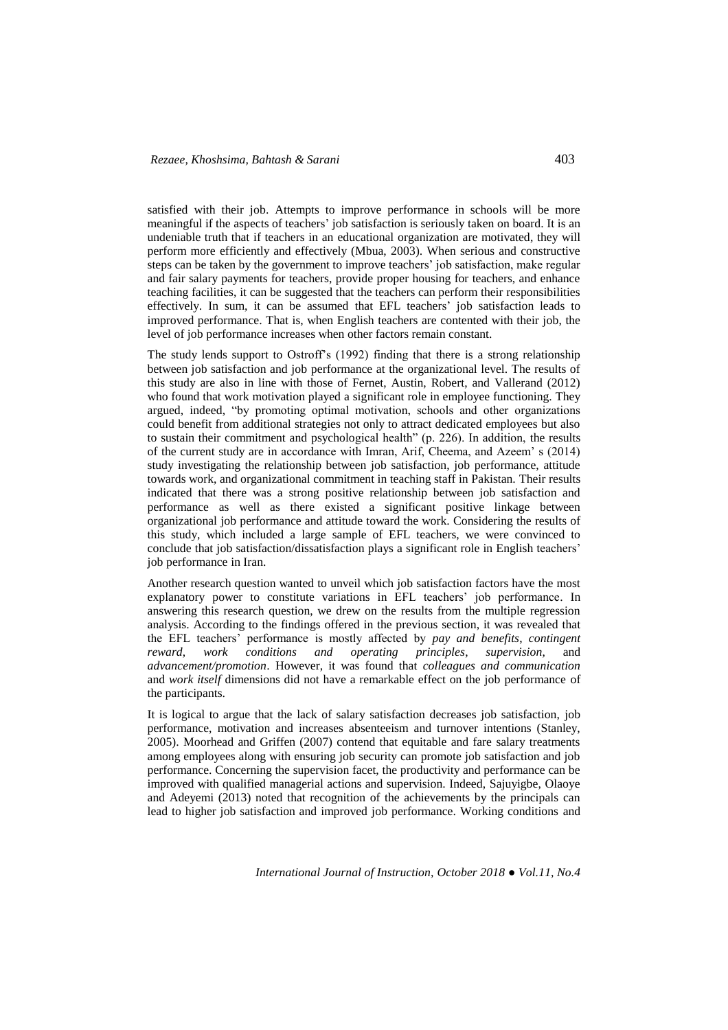satisfied with their job. Attempts to improve performance in schools will be more meaningful if the aspects of teachers' job satisfaction is seriously taken on board. It is an undeniable truth that if teachers in an educational organization are motivated, they will perform more efficiently and effectively (Mbua, 2003). When serious and constructive steps can be taken by the government to improve teachers' job satisfaction, make regular and fair salary payments for teachers, provide proper housing for teachers, and enhance teaching facilities, it can be suggested that the teachers can perform their responsibilities effectively. In sum, it can be assumed that EFL teachers' job satisfaction leads to improved performance. That is, when English teachers are contented with their job, the level of job performance increases when other factors remain constant.

The study lends support to Ostroff's (1992) finding that there is a strong relationship between job satisfaction and job performance at the organizational level. The results of this study are also in line with those of Fernet, Austin, Robert, and Vallerand (2012) who found that work motivation played a significant role in employee functioning. They argued, indeed, "by promoting optimal motivation, schools and other organizations could benefit from additional strategies not only to attract dedicated employees but also to sustain their commitment and psychological health" (p. 226). In addition, the results of the current study are in accordance with Imran, Arif, Cheema, and Azeem' s (2014) study investigating the relationship between job satisfaction, job performance, attitude towards work, and organizational commitment in teaching staff in Pakistan. Their results indicated that there was a strong positive relationship between job satisfaction and performance as well as there existed a significant positive linkage between organizational job performance and attitude toward the work. Considering the results of this study, which included a large sample of EFL teachers, we were convinced to conclude that job satisfaction/dissatisfaction plays a significant role in English teachers' job performance in Iran.

Another research question wanted to unveil which job satisfaction factors have the most explanatory power to constitute variations in EFL teachers' job performance. In answering this research question, we drew on the results from the multiple regression analysis. According to the findings offered in the previous section, it was revealed that the EFL teachers' performance is mostly affected by *pay and benefits*, *contingent reward*, *work conditions and operating principles*, *supervision*, and *advancement/promotion*. However, it was found that *colleagues and communication* and *work itself* dimensions did not have a remarkable effect on the job performance of the participants.

It is logical to argue that the lack of salary satisfaction decreases job satisfaction, job performance, motivation and increases absenteeism and turnover intentions (Stanley, 2005). Moorhead and Griffen (2007) contend that equitable and fare salary treatments among employees along with ensuring job security can promote job satisfaction and job performance. Concerning the supervision facet, the productivity and performance can be improved with qualified managerial actions and supervision. Indeed, Sajuyigbe, Olaoye and Adeyemi (2013) noted that recognition of the achievements by the principals can lead to higher job satisfaction and improved job performance. Working conditions and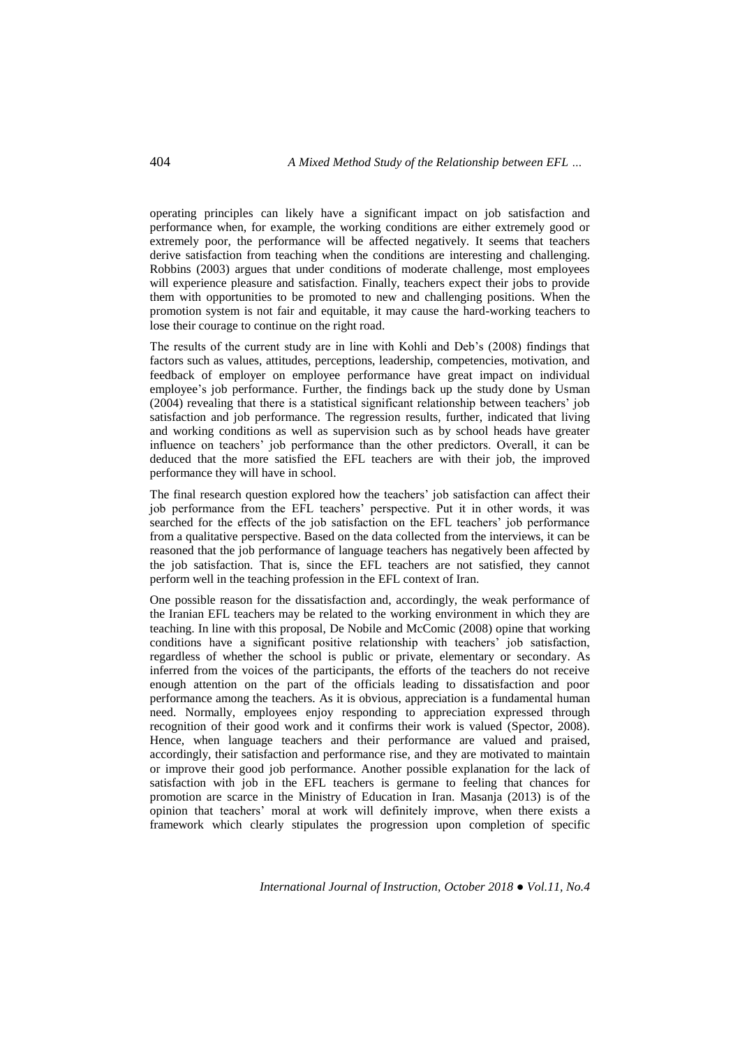operating principles can likely have a significant impact on job satisfaction and performance when, for example, the working conditions are either extremely good or extremely poor, the performance will be affected negatively. It seems that teachers derive satisfaction from teaching when the conditions are interesting and challenging. Robbins (2003) argues that under conditions of moderate challenge, most employees will experience pleasure and satisfaction. Finally, teachers expect their jobs to provide them with opportunities to be promoted to new and challenging positions. When the promotion system is not fair and equitable, it may cause the hard-working teachers to lose their courage to continue on the right road.

The results of the current study are in line with Kohli and Deb's (2008) findings that factors such as values, attitudes, perceptions, leadership, competencies, motivation, and feedback of employer on employee performance have great impact on individual employee's job performance. Further, the findings back up the study done by Usman (2004) revealing that there is a statistical significant relationship between teachers' job satisfaction and job performance. The regression results, further, indicated that living and working conditions as well as supervision such as by school heads have greater influence on teachers' job performance than the other predictors. Overall, it can be deduced that the more satisfied the EFL teachers are with their job, the improved performance they will have in school.

The final research question explored how the teachers' job satisfaction can affect their job performance from the EFL teachers' perspective. Put it in other words, it was searched for the effects of the job satisfaction on the EFL teachers' job performance from a qualitative perspective. Based on the data collected from the interviews, it can be reasoned that the job performance of language teachers has negatively been affected by the job satisfaction. That is, since the EFL teachers are not satisfied, they cannot perform well in the teaching profession in the EFL context of Iran.

One possible reason for the dissatisfaction and, accordingly, the weak performance of the Iranian EFL teachers may be related to the working environment in which they are teaching. In line with this proposal, De Nobile and McComic (2008) opine that working conditions have a significant positive relationship with teachers' job satisfaction, regardless of whether the school is public or private, elementary or secondary. As inferred from the voices of the participants, the efforts of the teachers do not receive enough attention on the part of the officials leading to dissatisfaction and poor performance among the teachers. As it is obvious, appreciation is a fundamental human need. Normally, employees enjoy responding to appreciation expressed through recognition of their good work and it confirms their work is valued (Spector, 2008). Hence, when language teachers and their performance are valued and praised, accordingly, their satisfaction and performance rise, and they are motivated to maintain or improve their good job performance. Another possible explanation for the lack of satisfaction with job in the EFL teachers is germane to feeling that chances for promotion are scarce in the Ministry of Education in Iran. Masanja (2013) is of the opinion that teachers' moral at work will definitely improve, when there exists a framework which clearly stipulates the progression upon completion of specific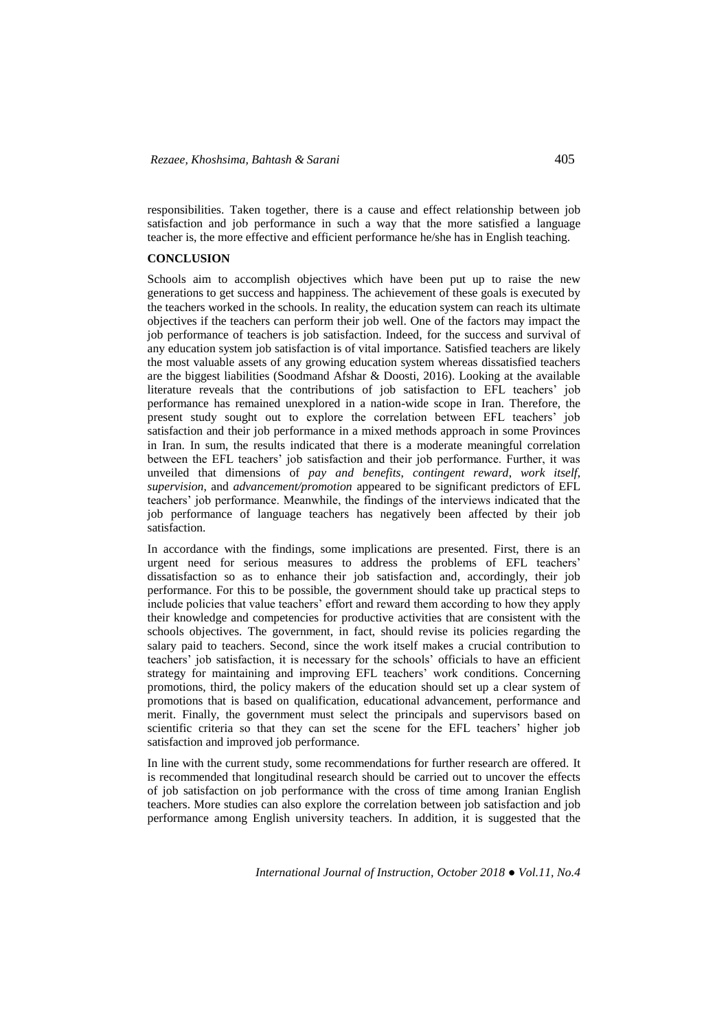responsibilities. Taken together, there is a cause and effect relationship between job satisfaction and job performance in such a way that the more satisfied a language teacher is, the more effective and efficient performance he/she has in English teaching.

## CONCLUSION

Schools aim to accomplish objectives which have been put up to raise the new generations to get success and happiness. The achievement of these goals is executed by the teachers worked in the schools. In reality, the education system can reach its ultimate objectives if the teachers can perform their job well. One of the factors may impact the job performance of teachers is job satisfaction. Indeed, for the success and survival of any education system job satisfaction is of vital importance. Satisfied teachers are likely the most valuable assets of any growing education system whereas dissatisfied teachers are the biggest liabilities (Soodmand Afshar & Doosti, 2016). Looking at the available literature reveals that the contributions of job satisfaction to EFL teachers' job performance has remained unexplored in a nation-wide scope in Iran. Therefore, the present study sought out to explore the correlation between EFL teachers' job satisfaction and their job performance in a mixed methods approach in some Provinces in Iran. In sum, the results indicated that there is a moderate meaningful correlation between the EFL teachers' job satisfaction and their job performance. Further, it was unveiled that dimensions of *pay and benefits*, *contingent reward*, *work itself*, *supervision*, and *advancement/promotion* appeared to be significant predictors of EFL teachers' job performance. Meanwhile, the findings of the interviews indicated that the job performance of language teachers has negatively been affected by their job satisfaction.

In accordance with the findings, some implications are presented. First, there is an urgent need for serious measures to address the problems of EFL teachers' dissatisfaction so as to enhance their job satisfaction and, accordingly, their job performance. For this to be possible, the government should take up practical steps to include policies that value teachers' effort and reward them according to how they apply their knowledge and competencies for productive activities that are consistent with the schools objectives. The government, in fact, should revise its policies regarding the salary paid to teachers. Second, since the work itself makes a crucial contribution to teachers' job satisfaction, it is necessary for the schools' officials to have an efficient strategy for maintaining and improving EFL teachers' work conditions. Concerning promotions, third, the policy makers of the education should set up a clear system of promotions that is based on qualification, educational advancement, performance and merit. Finally, the government must select the principals and supervisors based on scientific criteria so that they can set the scene for the EFL teachers' higher job satisfaction and improved job performance.

In line with the current study, some recommendations for further research are offered. It is recommended that longitudinal research should be carried out to uncover the effects of job satisfaction on job performance with the cross of time among Iranian English teachers. More studies can also explore the correlation between job satisfaction and job performance among English university teachers. In addition, it is suggested that the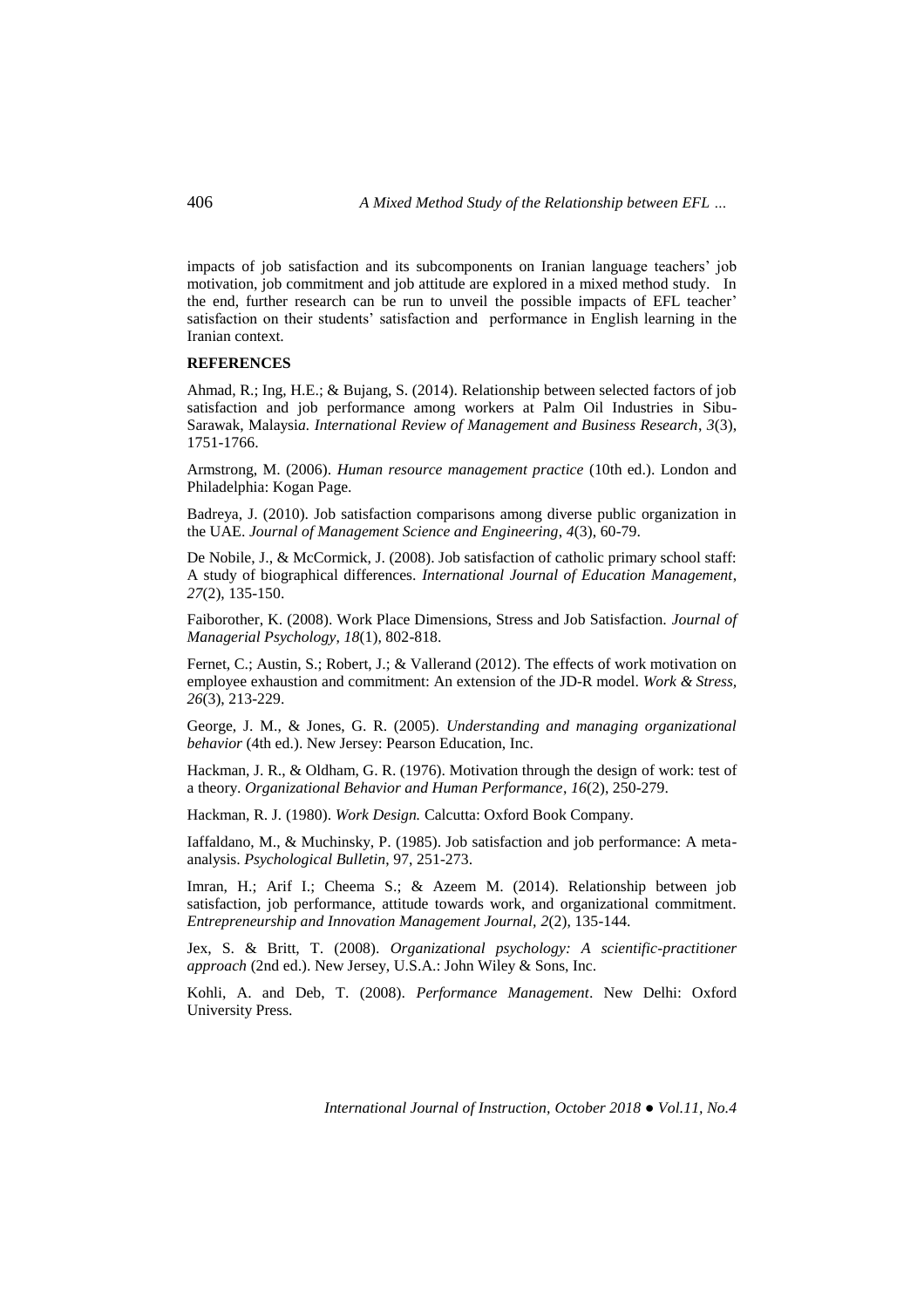impacts of job satisfaction and its subcomponents on Iranian language teachers' job motivation, job commitment and job attitude are explored in a mixed method study. In the end, further research can be run to unveil the possible impacts of EFL teacher' satisfaction on their students' satisfaction and performance in English learning in the Iranian context.

## REFERENCES

Ahmad, R.; Ing, H.E.; & Bujang, S. (2014). Relationship between selected factors of job satisfaction and job performance among workers at Palm Oil Industries in Sibu-Sarawak, Malaysia. *International Review of Management and Business Research*, *3*(3), 1751-1766.

Armstrong, M. (2006). *Human resource management practice* (10th ed.). London and Philadelphia: Kogan Page.

Badreya, J. (2010). Job satisfaction comparisons among diverse public organization in the UAE. *Journal of Management Science and Engineering*, *4*(3), 60-79.

De Nobile, J., & McCormick, J. (2008). Job satisfaction of catholic primary school staff: A study of biographical differences. *International Journal of Education Management*, *27*(2), 135-150.

Faiborother, K. (2008). Work Place Dimensions, Stress and Job Satisfaction. *Journal of Managerial Psychology*, *18*(1), 802-818.

Fernet, C.; Austin, S.; Robert, J.; & Vallerand (2012). The effects of work motivation on employee exhaustion and commitment: An extension of the JD-R model. *Work & Stress*, *26*(3), 213-229.

George, J. M., & Jones, G. R. (2005). *Understanding and managing organizational behavior* (4th ed.). New Jersey: Pearson Education, Inc.

Hackman, J. R., & Oldham, G. R. (1976). Motivation through the design of work: test of a theory. *Organizational Behavior and Human Performance*, *16*(2), 250-279.

Hackman, R. J. (1980). *Work Design.* Calcutta: Oxford Book Company.

Iaffaldano, M., & Muchinsky, P. (1985). Job satisfaction and job performance: A meta-analysis. *Psychological Bulletin*, 97, 251-273.

Imran, H.; Arif I.; Cheema S.; & Azeem M. (2014). Relationship between job satisfaction, job performance, attitude towards work, and organizational commitment. *Entrepreneurship and Innovation Management Journal*, *2*(2), 135-144.

Jex, S. & Britt, T. (2008). *Organizational psychology: A scientific-practitioner approach* (2nd ed.). New Jersey, U.S.A.: John Wiley & Sons, Inc.

Kohli, A. and Deb, T. (2008). *Performance Management*. New Delhi: Oxford University Press.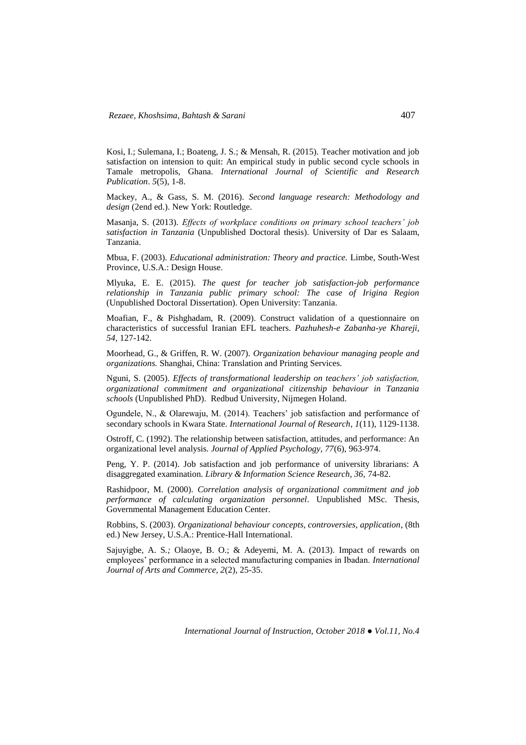Kosi, I.; Sulemana, I.; Boateng, J. S.; & Mensah, R. (2015). Teacher motivation and job satisfaction on intension to quit: An empirical study in public second cycle schools in Tamale metropolis, Ghana. *International Journal of Scientific and Research Publication*. *5*(5), 1-8.

Mackey, A., & Gass, S. M. (2016). *Second language research: Methodology and design* (2end ed.). New York: Routledge.

Masanja, S. (2013). *Effects of workplace conditions on primary school teachers' job satisfaction in Tanzania* (Unpublished Doctoral thesis). University of Dar es Salaam, Tanzania.

Mbua, F. (2003). *Educational administration: Theory and practice.* Limbe, South-West Province, U.S.A.: Design House.

Mlyuka, E. E. (2015). *The quest for teacher job satisfaction-job performance relationship in Tanzania public primary school: The case of Irigina Region* (Unpublished Doctoral Dissertation). Open University: Tanzania.

Moafian, F., & Pishghadam, R. (2009). Construct validation of a questionnaire on characteristics of successful Iranian EFL teachers. *Pazhuhesh-e Zabanha-ye Khareji, 54,* 127-142.

Moorhead, G., & Griffen, R. W. (2007). *Organization behaviour managing people and organizations.* Shanghai, China: Translation and Printing Services.

Nguni, S. (2005). *Effects of transformational leadership on teachers' job satisfaction, organizational commitment and organizational citizenship behaviour in Tanzania schools* (Unpublished PhD). Redbud University, Nijmegen Holand.

Ogundele, N., & Olarewaju, M. (2014). Teachers' job satisfaction and performance of secondary schools in Kwara State. *International Journal of Research*, *1*(11), 1129-1138.

Ostroff, C. (1992). The relationship between satisfaction, attitudes, and performance: An organizational level analysis. *Journal of Applied Psychology, 77*(6), 963-974.

Peng, Y. P. (2014). Job satisfaction and job performance of university librarians: A disaggregated examination. *Library & Information Science Research, 36,* 74-82.

Rashidpoor, M. (2000). *Correlation analysis of organizational commitment and job performance of calculating organization personnel*. Unpublished MSc. Thesis, Governmental Management Education Center.

Robbins, S. (2003). *Organizational behaviour concepts, controversies, application*, (8th ed.) New Jersey, U.S.A.: Prentice-Hall International.

Sajuyigbe, A. S.; Olaoye, B. O.; & Adeyemi, M. A. (2013). Impact of rewards on employees' performance in a selected manufacturing companies in Ibadan. *International Journal of Arts and Commerce, 2*(2), 25-35.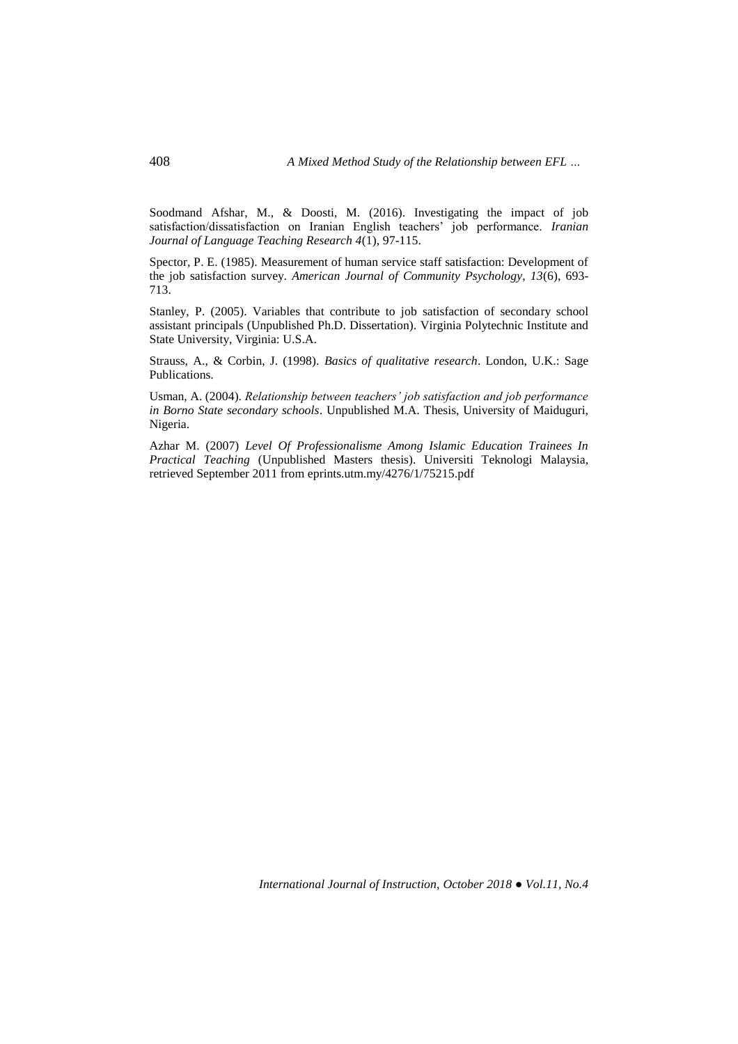Soodmand Afshar, M., & Doosti, M. (2016). Investigating the impact of job satisfaction/dissatisfaction on Iranian English teachers' job performance. *Iranian Journal of Language Teaching Research 4*(1), 97-115.

Spector, P. E. (1985). Measurement of human service staff satisfaction: Development of the job satisfaction survey. *American Journal of Community Psychology, 13*(6), 693-713.

Stanley, P. (2005). Variables that contribute to job satisfaction of secondary school assistant principals (Unpublished Ph.D. Dissertation). Virginia Polytechnic Institute and State University, Virginia: U.S.A.

Strauss, A., & Corbin, J. (1998). *Basics of qualitative research*. London, U.K.: Sage Publications.

Usman, A. (2004). *Relationship between teachers' job satisfaction and job performance in Borno State secondary schools*. Unpublished M.A. Thesis, University of Maiduguri, Nigeria.

Azhar M. (2007) *Level Of Professionalisme Among Islamic Education Trainees In Practical Teaching* (Unpublished Masters thesis). Universiti Teknologi Malaysia, retrieved September 2011 from eprints.utm.my/4276/1/75215.pdf